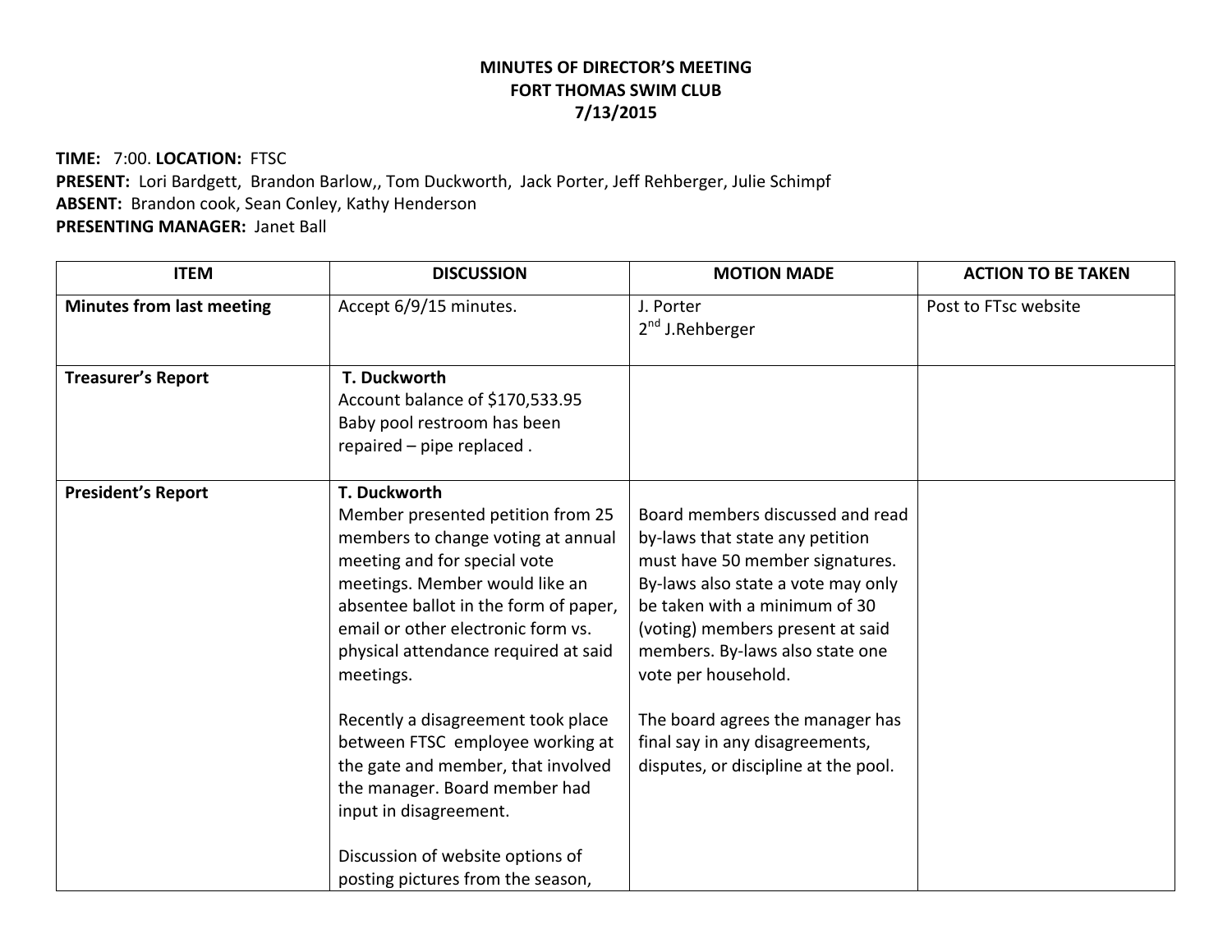**MINUTES OF DIRECTOR'S MEETING**
**FORT THOMAS SWIM CLUB**
**7/13/2015**

**TIME:** 7:00. **LOCATION:** FTSC
**PRESENT:** Lori Bardgett, Brandon Barlow,, Tom Duckworth, Jack Porter, Jeff Rehberger, Julie Schimpf
**ABSENT:** Brandon cook, Sean Conley, Kathy Henderson
**PRESENTING MANAGER:** Janet Ball

| ITEM | DISCUSSION | MOTION MADE | ACTION TO BE TAKEN |
|---|---|---|---|
| **Minutes from last meeting** | Accept 6/9/15 minutes. | J. Porter<br>2nd J.Rehberger | Post to FTsc website |
| **Treasurer's Report** | **T. Duckworth**<br>Account balance of $170,533.95<br>Baby pool restroom has been repaired – pipe replaced . | | |
| **President's Report** | **T. Duckworth**<br>Member presented petition from 25 members to change voting at annual meeting and for special vote meetings. Member would like an absentee ballot in the form of paper, email or other electronic form vs. physical attendance required at said meetings.<br><br>Recently a disagreement took place between FTSC employee working at the gate and member, that involved the manager. Board member had input in disagreement.<br><br>Discussion of website options of posting pictures from the season, | Board members discussed and read by-laws that state any petition must have 50 member signatures. By-laws also state a vote may only be taken with a minimum of 30 (voting) members present at said members. By-laws also state one vote per household.<br><br>The board agrees the manager has final say in any disagreements, disputes, or discipline at the pool. | |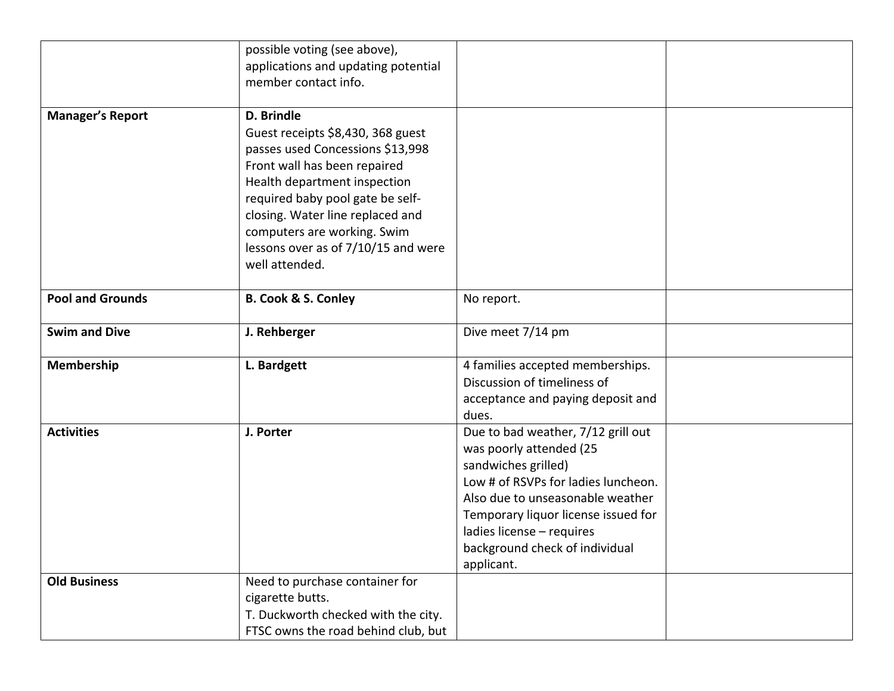| | | | |
|---|---|---|---|
| | possible voting (see above), applications and updating potential member contact info. | | |
| **Manager's Report** | **D. Brindle**<br>Guest receipts $8,430, 368 guest passes used Concessions $13,998<br>Front wall has been repaired<br>Health department inspection required baby pool gate be self-closing. Water line replaced and computers are working. Swim lessons over as of 7/10/15 and were well attended. | | |
| **Pool and Grounds** | **B. Cook & S. Conley** | No report. | |
| **Swim and Dive** | **J. Rehberger** | Dive meet 7/14 pm | |
| **Membership** | **L. Bardgett** | 4 families accepted memberships. Discussion of timeliness of acceptance and paying deposit and dues. | |
| **Activities** | **J. Porter** | Due to bad weather, 7/12 grill out was poorly attended (25 sandwiches grilled)<br>Low # of RSVPs for ladies luncheon. Also due to unseasonable weather<br>Temporary liquor license issued for ladies license – requires background check of individual applicant. | |
| **Old Business** | Need to purchase container for cigarette butts.<br>T. Duckworth checked with the city. FTSC owns the road behind club, but | | |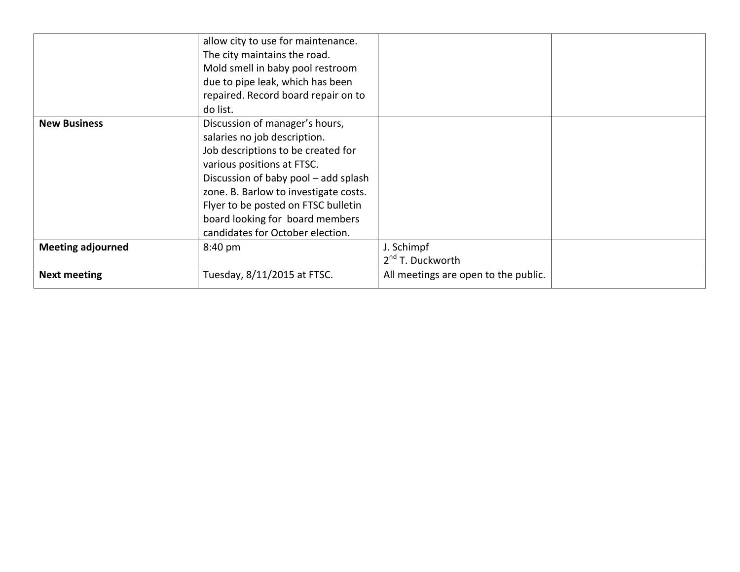| | | | |
|---|---|---|---|
| | allow city to use for maintenance. The city maintains the road. Mold smell in baby pool restroom due to pipe leak, which has been repaired. Record board repair on to do list. | | |
| **New Business** | Discussion of manager's hours, salaries no job description. Job descriptions to be created for various positions at FTSC. Discussion of baby pool – add splash zone. B. Barlow to investigate costs. Flyer to be posted on FTSC bulletin board looking for board members candidates for October election. | | |
| **Meeting adjourned** | 8:40 pm | J. Schimpf 2nd T. Duckworth | |
| **Next meeting** | Tuesday, 8/11/2015 at FTSC. | All meetings are open to the public. | |